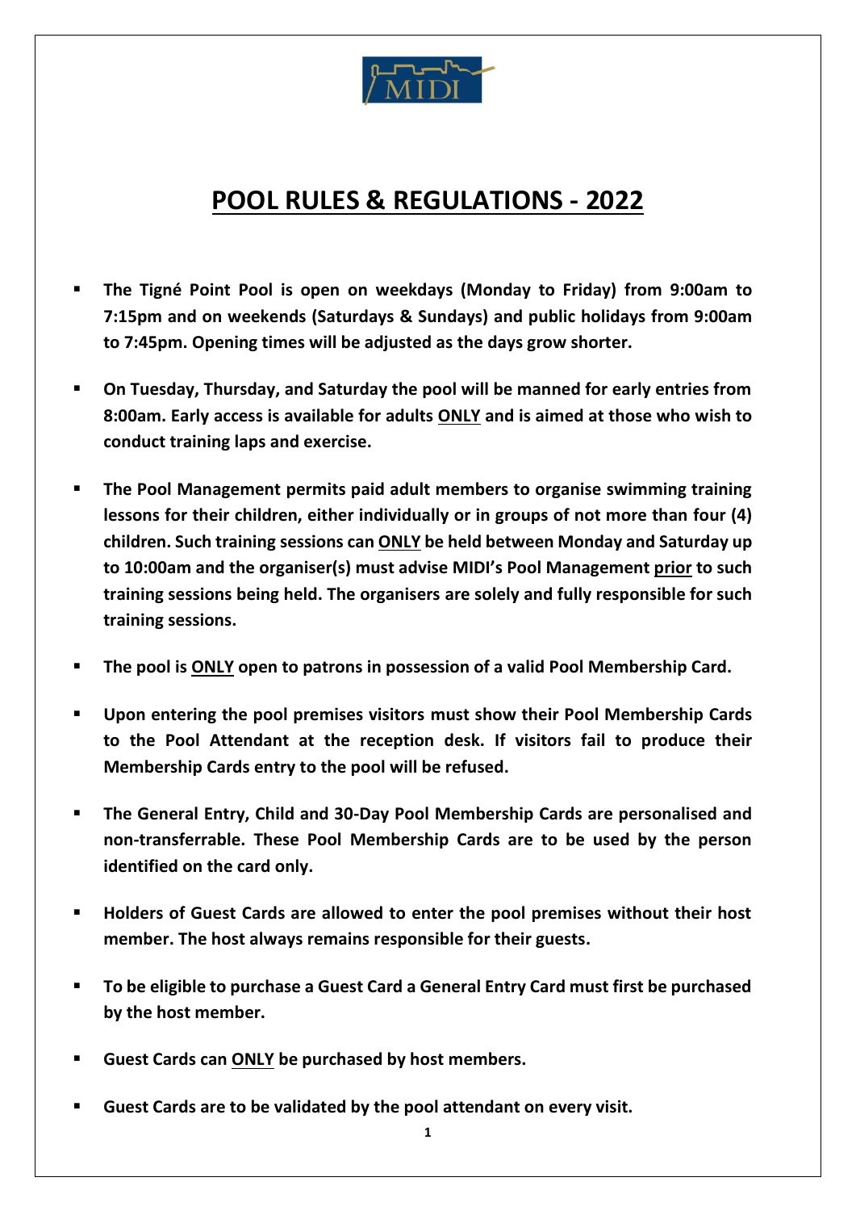# POOL RULES & REGULATIONS - 2022

- **The Tigné Point Pool is open on weekdays (Monday to Friday) from 9:00am to 7:15pm and on weekends (Saturdays & Sundays) and public holidays from 9:00am to 7:45pm. Opening times will be adjusted as the days grow shorter.**

- **On Tuesday, Thursday, and Saturday the pool will be manned for early entries from 8:00am. Early access is available for adults ONLY and is aimed at those who wish to conduct training laps and exercise.**

- **The Pool Management permits paid adult members to organise swimming training lessons for their children, either individually or in groups of not more than four (4) children. Such training sessions can ONLY be held between Monday and Saturday up to 10:00am and the organiser(s) must advise MIDI's Pool Management prior to such training sessions being held. The organisers are solely and fully responsible for such training sessions.**

- **The pool is ONLY open to patrons in possession of a valid Pool Membership Card.**

- **Upon entering the pool premises visitors must show their Pool Membership Cards to the Pool Attendant at the reception desk. If visitors fail to produce their Membership Cards entry to the pool will be refused.**

- **The General Entry, Child and 30-Day Pool Membership Cards are personalised and non-transferrable. These Pool Membership Cards are to be used by the person identified on the card only.**

- **Holders of Guest Cards are allowed to enter the pool premises without their host member. The host always remains responsible for their guests.**

- **To be eligible to purchase a Guest Card a General Entry Card must first be purchased by the host member.**

- **Guest Cards can ONLY be purchased by host members.**

- **Guest Cards are to be validated by the pool attendant on every visit.**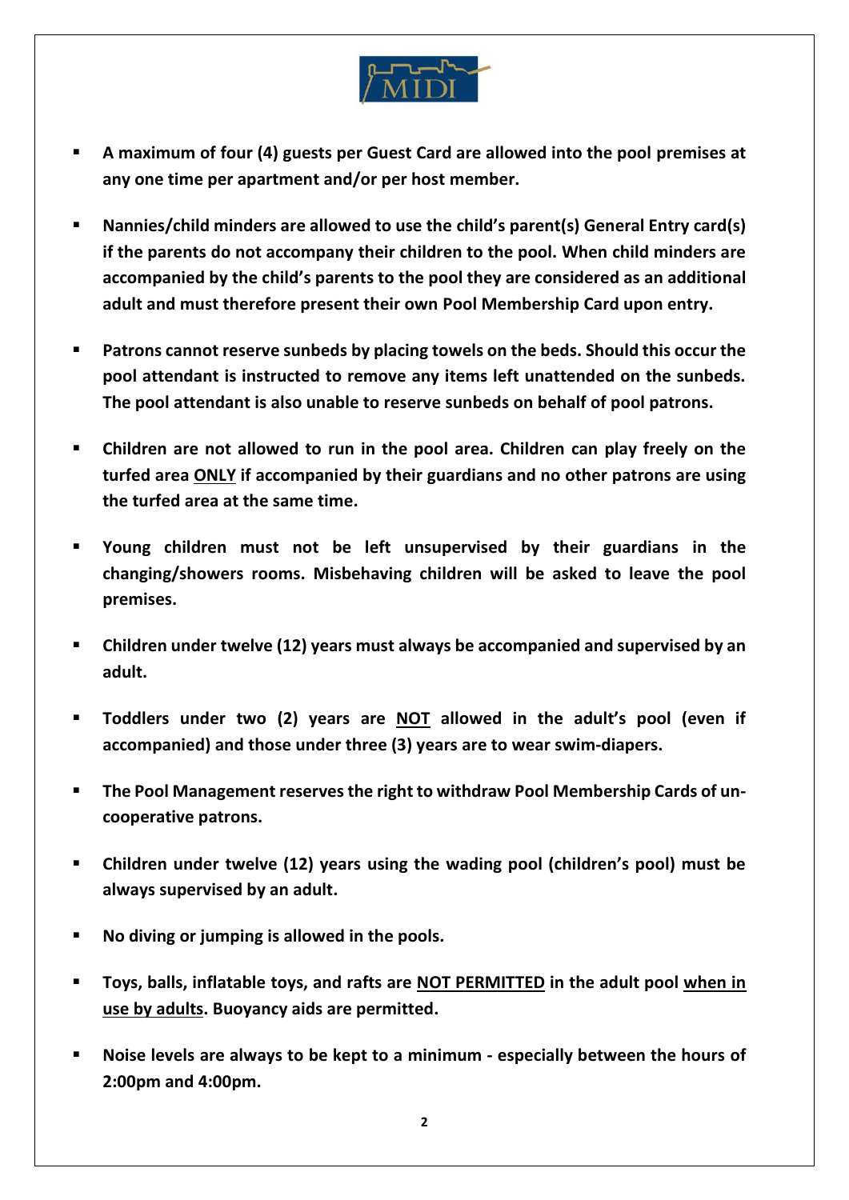- **A maximum of four (4) guests per Guest Card are allowed into the pool premises at any one time per apartment and/or per host member.**

- **Nannies/child minders are allowed to use the child's parent(s) General Entry card(s) if the parents do not accompany their children to the pool. When child minders are accompanied by the child's parents to the pool they are considered as an additional adult and must therefore present their own Pool Membership Card upon entry.**

- **Patrons cannot reserve sunbeds by placing towels on the beds. Should this occur the pool attendant is instructed to remove any items left unattended on the sunbeds. The pool attendant is also unable to reserve sunbeds on behalf of pool patrons.**

- **Children are not allowed to run in the pool area. Children can play freely on the turfed area <u>ONLY</u> if accompanied by their guardians and no other patrons are using the turfed area at the same time.**

- **Young children must not be left unsupervised by their guardians in the changing/showers rooms. Misbehaving children will be asked to leave the pool premises.**

- **Children under twelve (12) years must always be accompanied and supervised by an adult.**

- **Toddlers under two (2) years are <u>NOT</u> allowed in the adult's pool (even if accompanied) and those under three (3) years are to wear swim-diapers.**

- **The Pool Management reserves the right to withdraw Pool Membership Cards of un-cooperative patrons.**

- **Children under twelve (12) years using the wading pool (children's pool) must be always supervised by an adult.**

- **No diving or jumping is allowed in the pools.**

- **Toys, balls, inflatable toys, and rafts are <u>NOT PERMITTED</u> in the adult pool <u>when in use by adults</u>. Buoyancy aids are permitted.**

- **Noise levels are always to be kept to a minimum - especially between the hours of 2:00pm and 4:00pm.**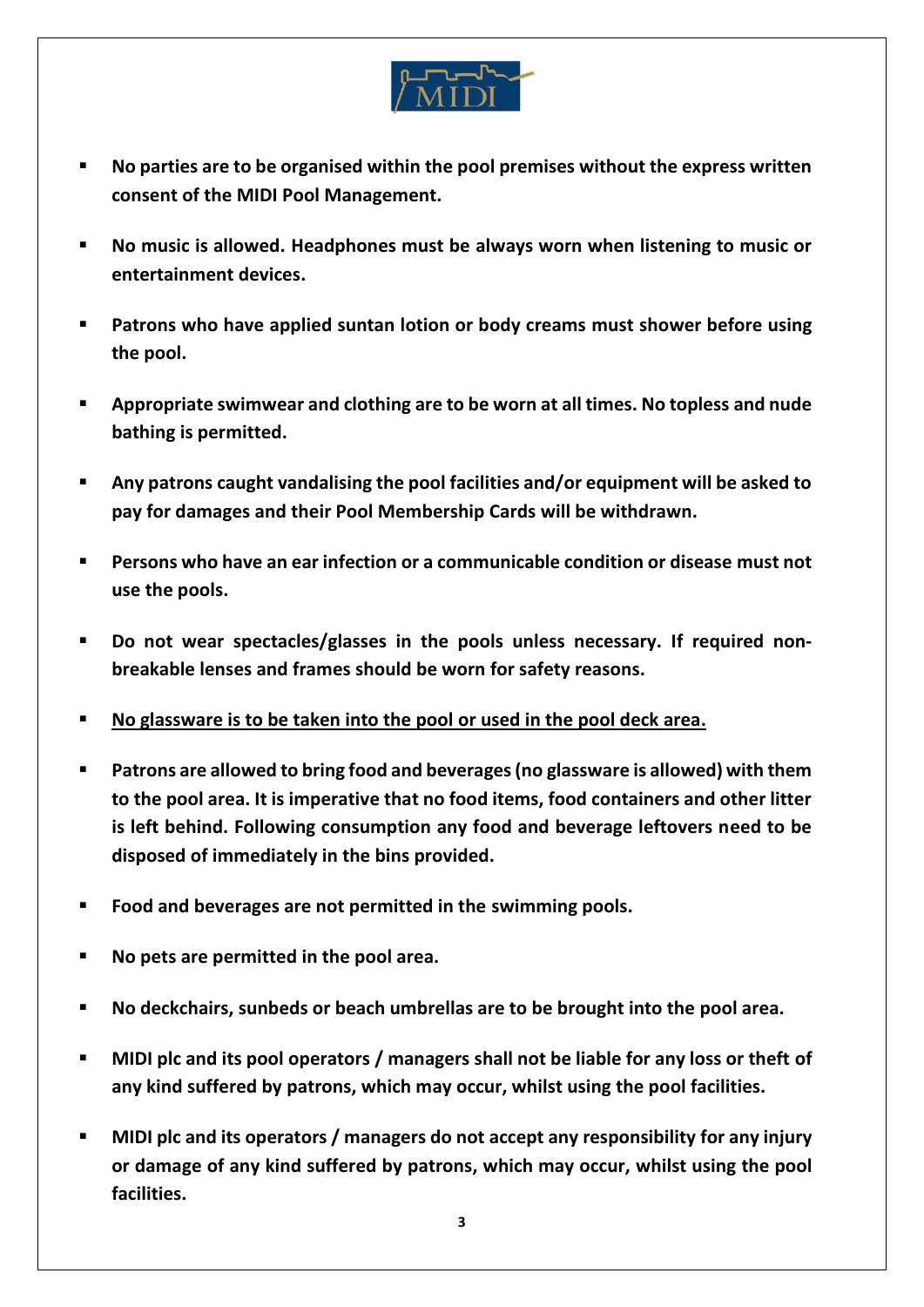- **No parties are to be organised within the pool premises without the express written consent of the MIDI Pool Management.**

- **No music is allowed. Headphones must be always worn when listening to music or entertainment devices.**

- **Patrons who have applied suntan lotion or body creams must shower before using the pool.**

- **Appropriate swimwear and clothing are to be worn at all times. No topless and nude bathing is permitted.**

- **Any patrons caught vandalising the pool facilities and/or equipment will be asked to pay for damages and their Pool Membership Cards will be withdrawn.**

- **Persons who have an ear infection or a communicable condition or disease must not use the pools.**

- **Do not wear spectacles/glasses in the pools unless necessary. If required non-breakable lenses and frames should be worn for safety reasons.**

- <u>**No glassware is to be taken into the pool or used in the pool deck area.**</u>

- **Patrons are allowed to bring food and beverages (no glassware is allowed) with them to the pool area. It is imperative that no food items, food containers and other litter is left behind. Following consumption any food and beverage leftovers need to be disposed of immediately in the bins provided.**

- **Food and beverages are not permitted in the swimming pools.**

- **No pets are permitted in the pool area.**

- **No deckchairs, sunbeds or beach umbrellas are to be brought into the pool area.**

- **MIDI plc and its pool operators / managers shall not be liable for any loss or theft of any kind suffered by patrons, which may occur, whilst using the pool facilities.**

- **MIDI plc and its operators / managers do not accept any responsibility for any injury or damage of any kind suffered by patrons, which may occur, whilst using the pool facilities.**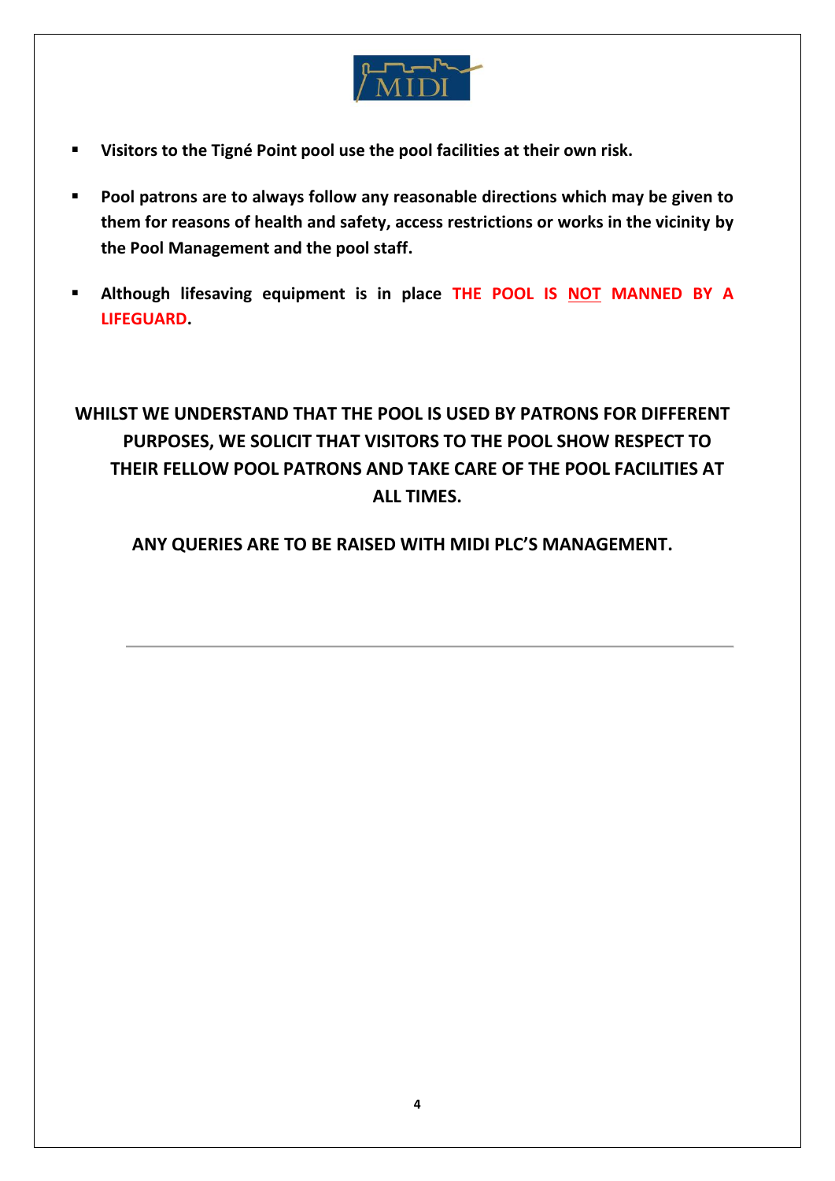- **Visitors to the Tigné Point pool use the pool facilities at their own risk.**

- **Pool patrons are to always follow any reasonable directions which may be given to them for reasons of health and safety, access restrictions or works in the vicinity by the Pool Management and the pool staff.**

- **Although lifesaving equipment is in place THE POOL IS NOT MANNED BY A LIFEGUARD.**

**WHILST WE UNDERSTAND THAT THE POOL IS USED BY PATRONS FOR DIFFERENT PURPOSES, WE SOLICIT THAT VISITORS TO THE POOL SHOW RESPECT TO THEIR FELLOW POOL PATRONS AND TAKE CARE OF THE POOL FACILITIES AT ALL TIMES.**

**ANY QUERIES ARE TO BE RAISED WITH MIDI PLC'S MANAGEMENT.**